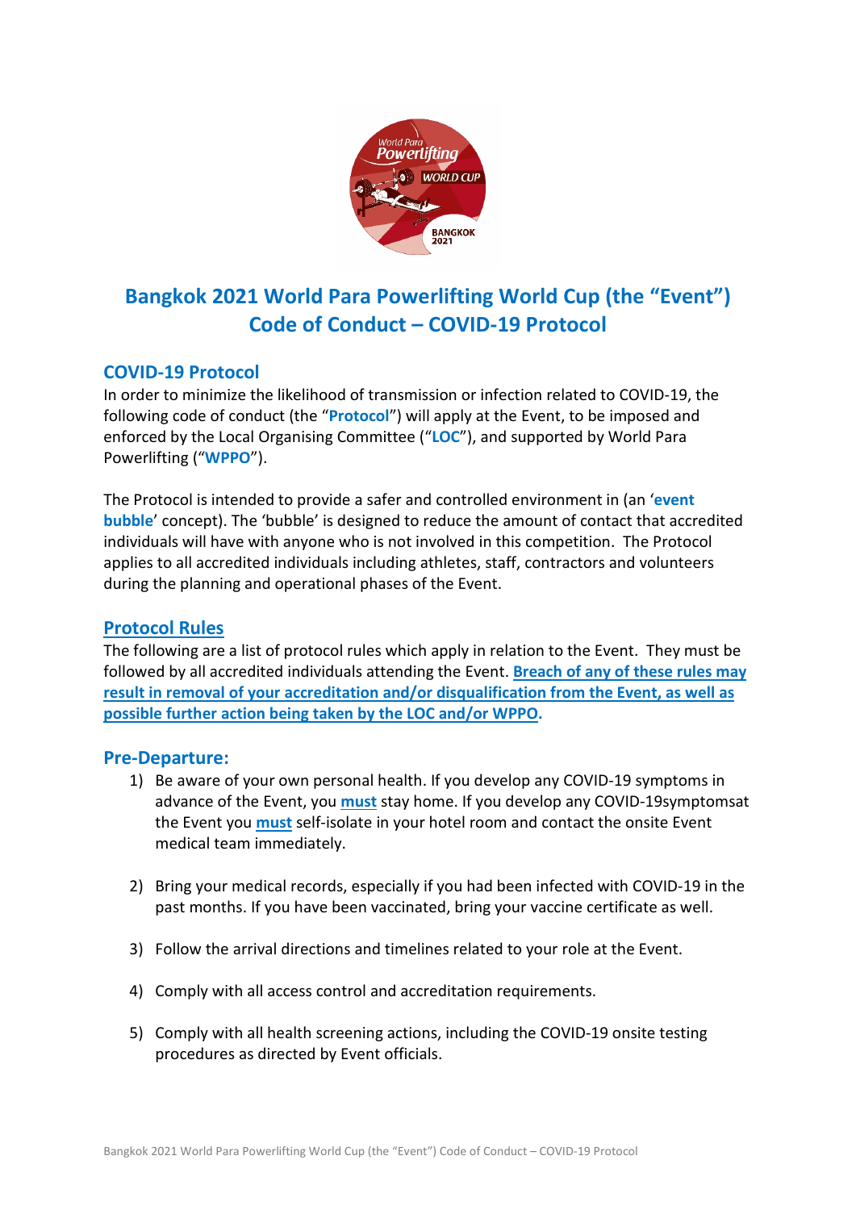# Bangkok 2021 World Para Powerlifting World Cup (the "Event") Code of Conduct – COVID-19 Protocol

## COVID-19 Protocol

In order to minimize the likelihood of transmission or infection related to COVID-19, the following code of conduct (the "**Protocol**") will apply at the Event, to be imposed and enforced by the Local Organising Committee ("**LOC**"), and supported by World Para Powerlifting ("**WPPO**").

The Protocol is intended to provide a safer and controlled environment in (an '**event bubble**' concept). The 'bubble' is designed to reduce the amount of contact that accredited individuals will have with anyone who is not involved in this competition. The Protocol applies to all accredited individuals including athletes, staff, contractors and volunteers during the planning and operational phases of the Event.

## Protocol Rules

The following are a list of protocol rules which apply in relation to the Event. They must be followed by all accredited individuals attending the Event. **Breach of any of these rules may result in removal of your accreditation and/or disqualification from the Event, as well as possible further action being taken by the LOC and/or WPPO.**

## Pre-Departure:

1) Be aware of your own personal health. If you develop any COVID-19 symptoms in advance of the Event, you **must** stay home. If you develop any COVID-19symptomsat the Event you **must** self-isolate in your hotel room and contact the onsite Event medical team immediately.

2) Bring your medical records, especially if you had been infected with COVID-19 in the past months. If you have been vaccinated, bring your vaccine certificate as well.

3) Follow the arrival directions and timelines related to your role at the Event.

4) Comply with all access control and accreditation requirements.

5) Comply with all health screening actions, including the COVID-19 onsite testing procedures as directed by Event officials.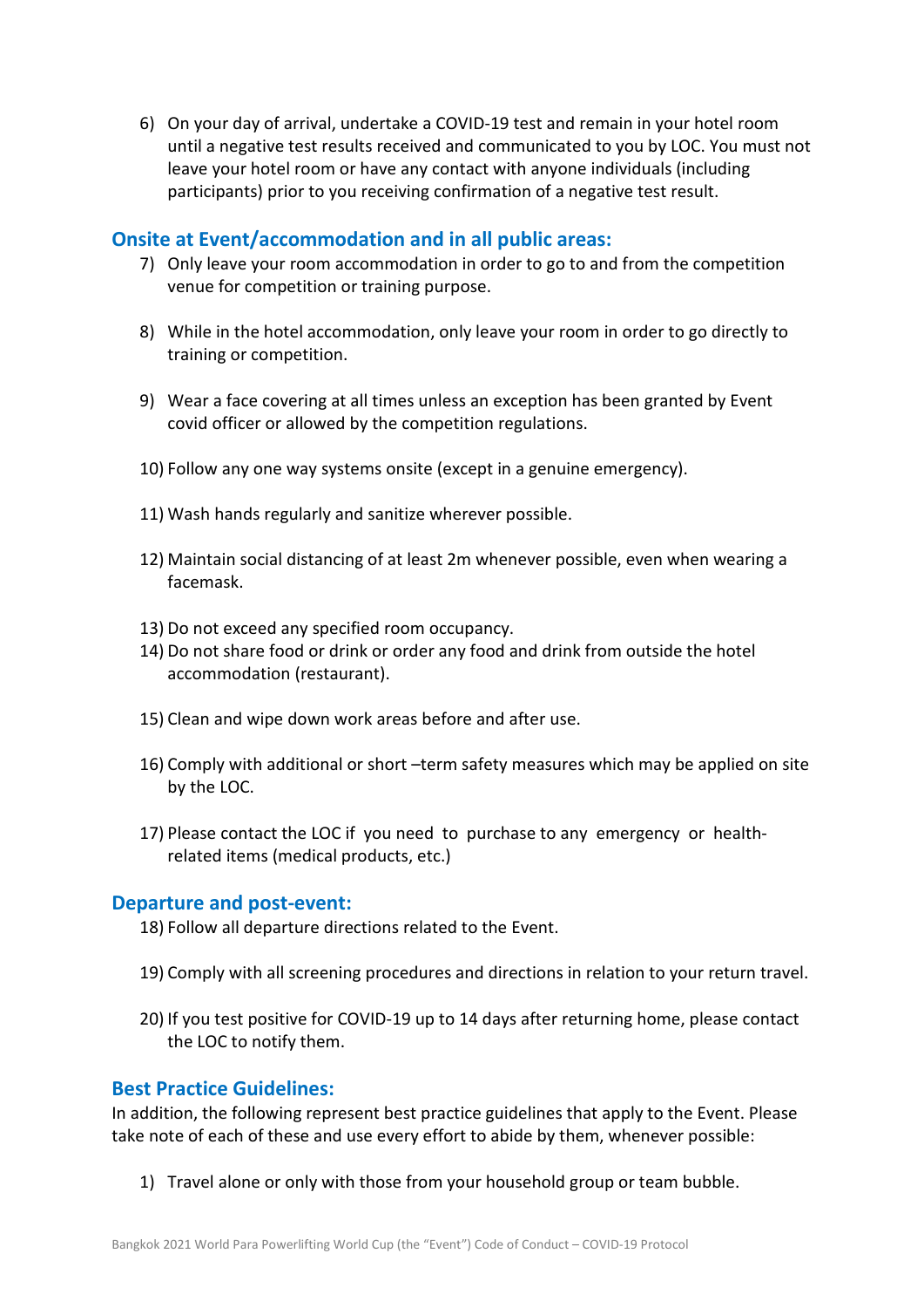6) On your day of arrival, undertake a COVID-19 test and remain in your hotel room until a negative test results received and communicated to you by LOC. You must not leave your hotel room or have any contact with anyone individuals (including participants) prior to you receiving confirmation of a negative test result.

## Onsite at Event/accommodation and in all public areas:

7) Only leave your room accommodation in order to go to and from the competition venue for competition or training purpose.

8) While in the hotel accommodation, only leave your room in order to go directly to training or competition.

9) Wear a face covering at all times unless an exception has been granted by Event covid officer or allowed by the competition regulations.

10) Follow any one way systems onsite (except in a genuine emergency).

11) Wash hands regularly and sanitize wherever possible.

12) Maintain social distancing of at least 2m whenever possible, even when wearing a facemask.

13) Do not exceed any specified room occupancy.
14) Do not share food or drink or order any food and drink from outside the hotel accommodation (restaurant).

15) Clean and wipe down work areas before and after use.

16) Comply with additional or short –term safety measures which may be applied on site by the LOC.

17) Please contact the LOC if you need to purchase to any emergency or health-related items (medical products, etc.)

## Departure and post-event:

18) Follow all departure directions related to the Event.

19) Comply with all screening procedures and directions in relation to your return travel.

20) If you test positive for COVID-19 up to 14 days after returning home, please contact the LOC to notify them.

## Best Practice Guidelines:

In addition, the following represent best practice guidelines that apply to the Event. Please take note of each of these and use every effort to abide by them, whenever possible:

1) Travel alone or only with those from your household group or team bubble.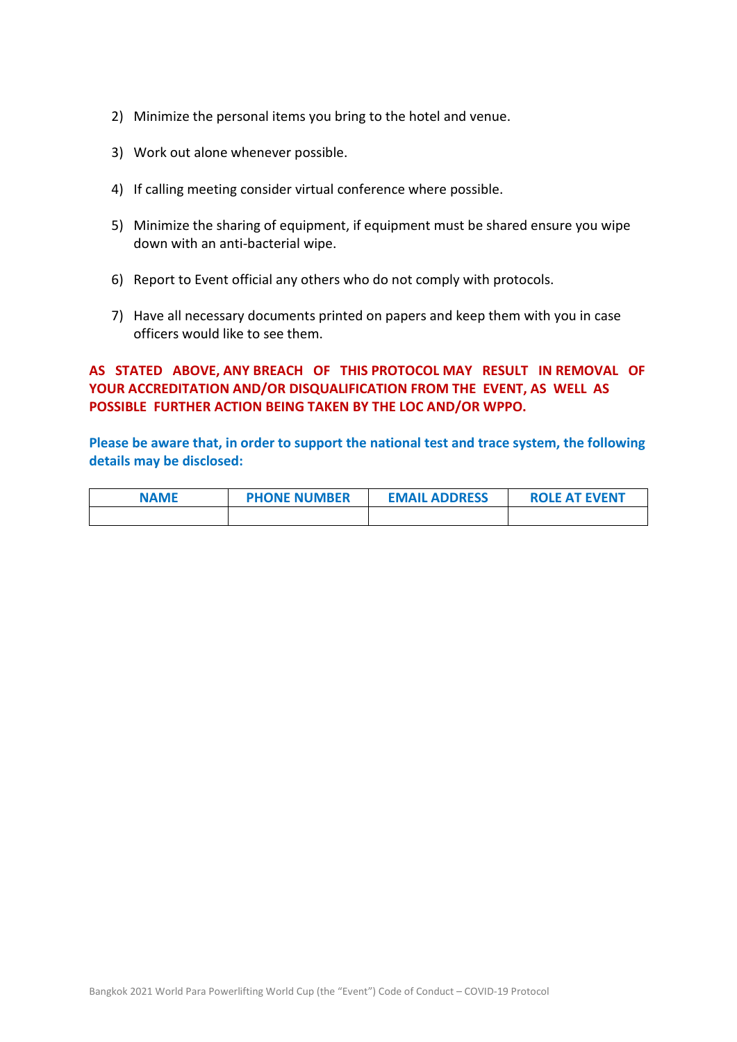2) Minimize the personal items you bring to the hotel and venue.

3) Work out alone whenever possible.

4) If calling meeting consider virtual conference where possible.

5) Minimize the sharing of equipment, if equipment must be shared ensure you wipe down with an anti-bacterial wipe.

6) Report to Event official any others who do not comply with protocols.

7) Have all necessary documents printed on papers and keep them with you in case officers would like to see them.

**AS STATED ABOVE, ANY BREACH OF THIS PROTOCOL MAY RESULT IN REMOVAL OF YOUR ACCREDITATION AND/OR DISQUALIFICATION FROM THE EVENT, AS WELL AS POSSIBLE FURTHER ACTION BEING TAKEN BY THE LOC AND/OR WPPO.**

**Please be aware that, in order to support the national test and trace system, the following details may be disclosed:**

| NAME | PHONE NUMBER | EMAIL ADDRESS | ROLE AT EVENT |
|---|---|---|---|
| | | | |